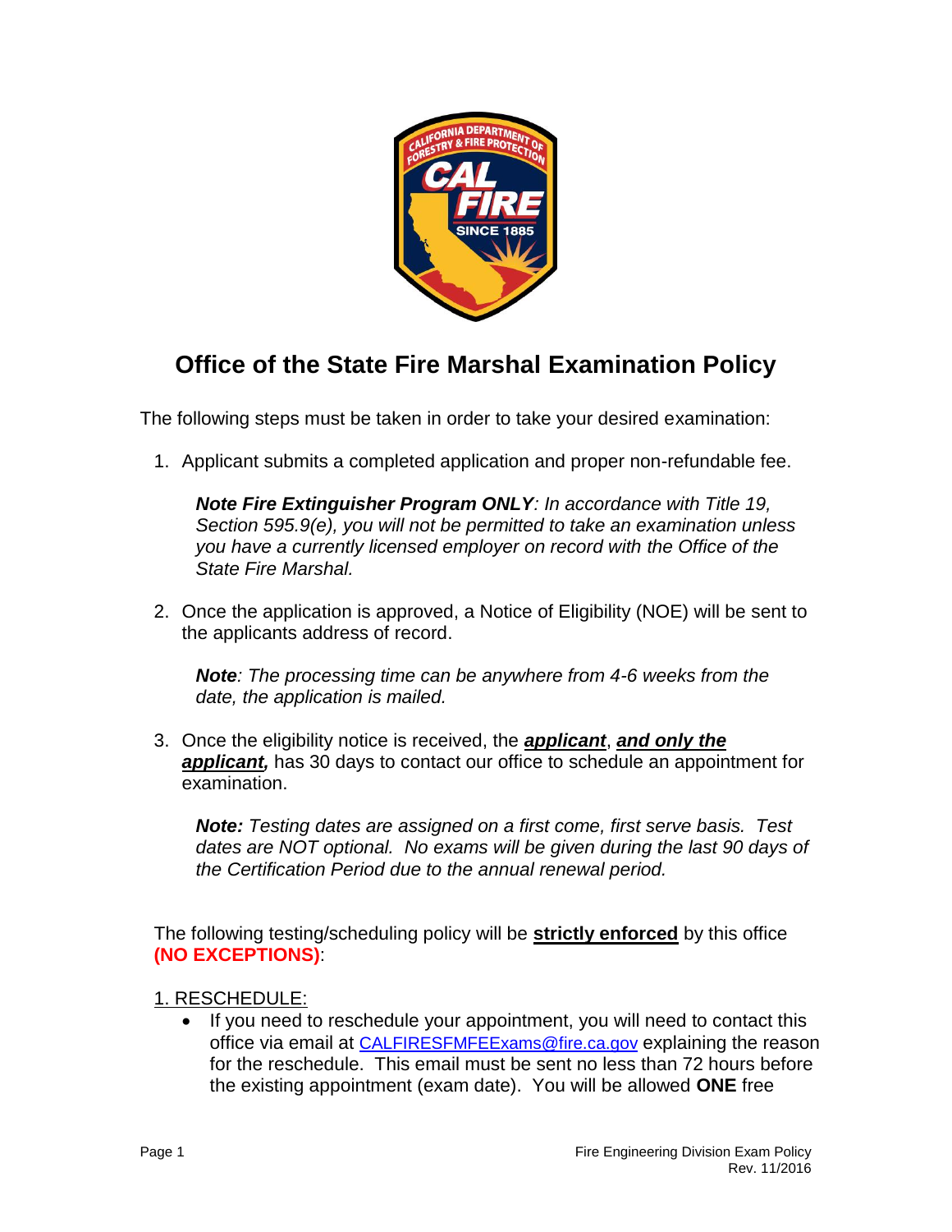# Office of the State Fire Marshal Examination Policy

The following steps must be taken in order to take your desired examination:

1. Applicant submits a completed application and proper non-refundable fee.

   ***Note Fire Extinguisher Program ONLY**: In accordance with Title 19, Section 595.9(e), you will not be permitted to take an examination unless you have a currently licensed employer on record with the Office of the State Fire Marshal.*

2. Once the application is approved, a Notice of Eligibility (NOE) will be sent to the applicants address of record.

   ***Note**: The processing time can be anywhere from 4-6 weeks from the date, the application is mailed.*

3. Once the eligibility notice is received, the ***applicant***, ***and only the applicant,*** has 30 days to contact our office to schedule an appointment for examination.

   ***Note:** Testing dates are assigned on a first come, first serve basis. Test dates are NOT optional. No exams will be given during the last 90 days of the Certification Period due to the annual renewal period.*

The following testing/scheduling policy will be **strictly enforced** by this office **(NO EXCEPTIONS)**:

1. RESCHEDULE:

- If you need to reschedule your appointment, you will need to contact this office via email at CALFIRESFMFEExams@fire.ca.gov explaining the reason for the reschedule. This email must be sent no less than 72 hours before the existing appointment (exam date). You will be allowed **ONE** free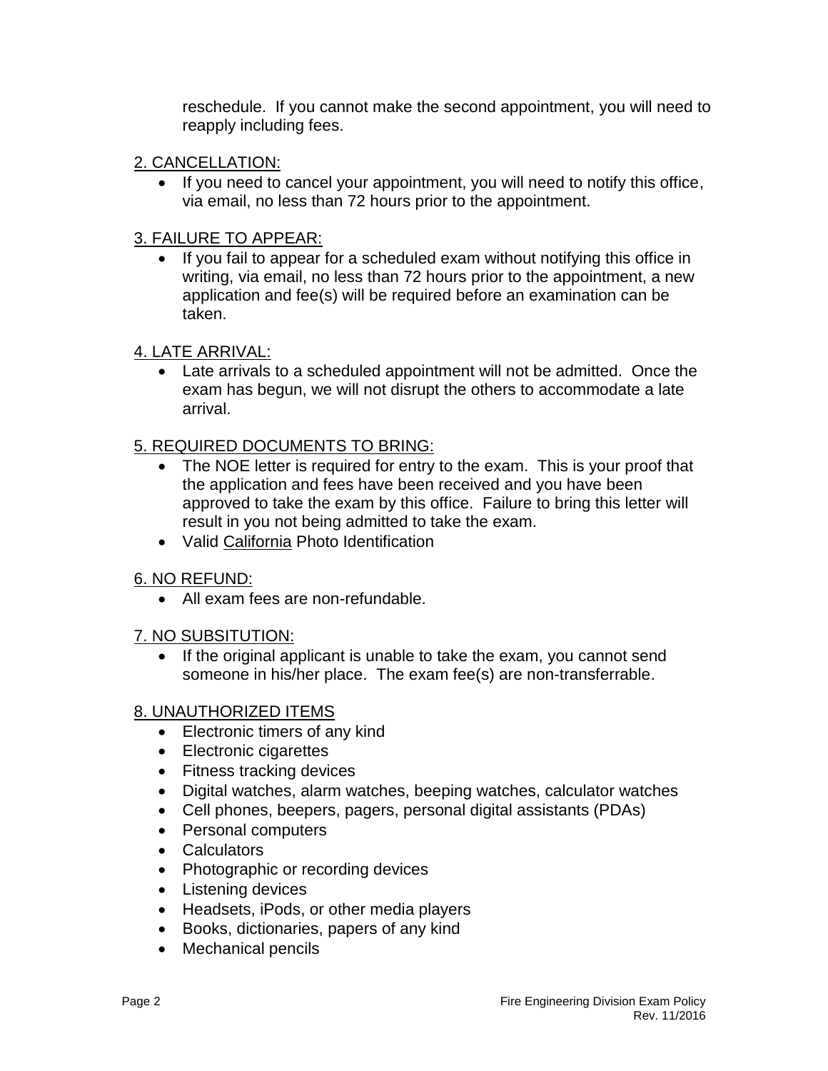reschedule. If you cannot make the second appointment, you will need to reapply including fees.

<u>2. CANCELLATION:</u>

- If you need to cancel your appointment, you will need to notify this office, via email, no less than 72 hours prior to the appointment.

<u>3. FAILURE TO APPEAR:</u>

- If you fail to appear for a scheduled exam without notifying this office in writing, via email, no less than 72 hours prior to the appointment, a new application and fee(s) will be required before an examination can be taken.

<u>4. LATE ARRIVAL:</u>

- Late arrivals to a scheduled appointment will not be admitted. Once the exam has begun, we will not disrupt the others to accommodate a late arrival.

<u>5. REQUIRED DOCUMENTS TO BRING:</u>

- The NOE letter is required for entry to the exam. This is your proof that the application and fees have been received and you have been approved to take the exam by this office. Failure to bring this letter will result in you not being admitted to take the exam.
- Valid <u>California</u> Photo Identification

<u>6. NO REFUND:</u>

- All exam fees are non-refundable.

<u>7. NO SUBSITUTION:</u>

- If the original applicant is unable to take the exam, you cannot send someone in his/her place. The exam fee(s) are non-transferrable.

<u>8. UNAUTHORIZED ITEMS</u>

- Electronic timers of any kind
- Electronic cigarettes
- Fitness tracking devices
- Digital watches, alarm watches, beeping watches, calculator watches
- Cell phones, beepers, pagers, personal digital assistants (PDAs)
- Personal computers
- Calculators
- Photographic or recording devices
- Listening devices
- Headsets, iPods, or other media players
- Books, dictionaries, papers of any kind
- Mechanical pencils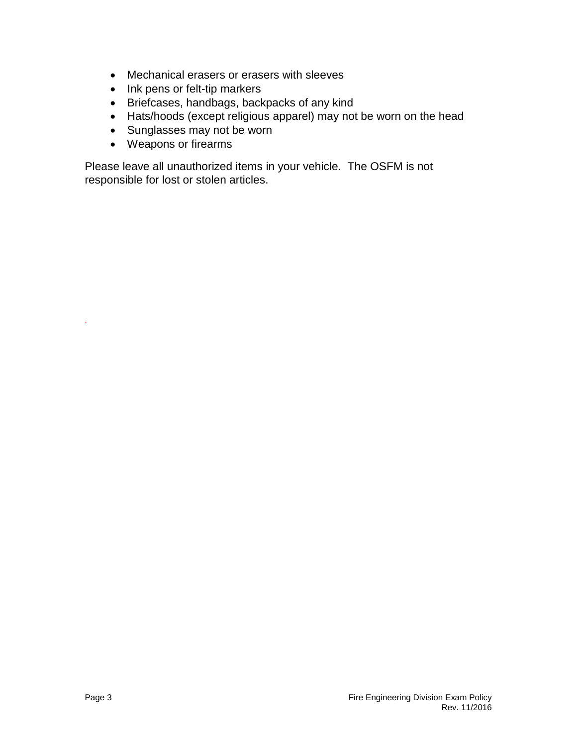- Mechanical erasers or erasers with sleeves
- Ink pens or felt-tip markers
- Briefcases, handbags, backpacks of any kind
- Hats/hoods (except religious apparel) may not be worn on the head
- Sunglasses may not be worn
- Weapons or firearms

Please leave all unauthorized items in your vehicle. The OSFM is not responsible for lost or stolen articles.